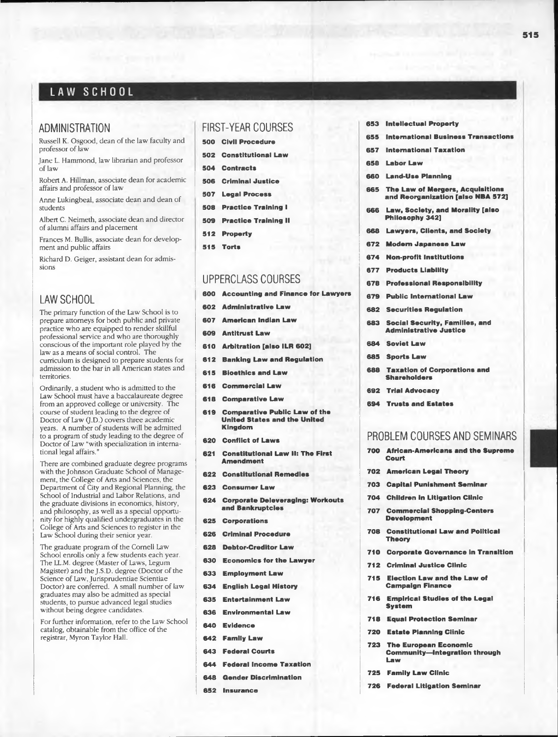# LAW SCHOOL

## ADMINISTRATION

Russell K. Osgood, dean of the law faculty and professor of law

Jane L. Hammond, law librarian and professor of law

Robert A. Hillman, associate dean for academic affairs and professor of law

Anne Lukingbeal, associate dean and dean of students

Albert C. Neimeth, associate dean and director of alumni affairs and placement

Frances M. Bullis, associate dean for development and public affairs

Richard D. Geiger, assistant dean for admissions

## LAW SCHOOL

The primary function of the Law School is to prepare attorneys for both public and private practice who are equipped to render skillful professional service and who are thoroughly conscious of the important role played by the law as a means of social control. The curriculum is designed to prepare students for admission to the bar in all American states and territories.

Ordinarily, a student who is admitted to the Law School must have a baccalaureate degree from an approved college or university. The course of student leading to the degree of Doctor of Law (J.D.) covers three academic years. A number of students will be admitted to a program of study leading to the degree of Doctor of Law "with specialization in international legal affairs."

There are combined graduate degree programs with the Johnson Graduate School of Management, the College of Arts and Sciences, the Department of City and Regional Planning, the School of Industrial and Labor Relations, and the graduate divisions in economics, history, and philosophy, as well as a special opportunity for highly qualified undergraduates in the College of Arts and Sciences to register in the Law School during their senior year.

The graduate program of the Cornell Law School enrolls only a few students each year. The LL.M. degree (Master of Laws, Legum Magister) and the J.S.D. degree (Doctor of the Science of Law, Jurisprudentiae Scientiae Doctor) are conferred. A small number of law graduates may also be admitted as special students, to pursue advanced legal studies without being degree candidates.

For further information, refer to the Law School catalog, obtainable from the office of the registrar, Myron Taylor Hall.

## FIRST-YEAR COURSES

**500 Civil Procedure**

**502 Constitutional Law**

**504 Contracts**

**506 Criminal Justice**

**507 Legal Process**

**508 Practice Training I**

**509 Practice Training II**

**512 Property**

**515 Torts**

## UPPERCLASS COURSES

**600 Accounting and Finance for Lawyers**

**602 Administrative Law**

**607 American Indian Law**

**609 Antitrust Law**

**610 Arbitration [also ILR 602]**

**612 Banking Law and Regulation**

**615 Bioethics and Law**

**616 Commercial Law**

**618 Comparative Law**

**619 Comparative Public Law of the United States and the United Kingdom**

**620 Conflict of Laws**

**621 Constitutional Law II: The First Amendment**

**622 Constitutional Remedies**

**623 Consumer Law**

**624 Corporate Deleveraging: Workouts and Bankruptcies**

**625 Corporations**

**626 Criminal Procedure**

**628 Debtor-Creditor Law**

**630 Economics for the Lawyer**

**633 Employment Law**

**634 English Legal History**

**635 Entertainment Law**

**636 Environmental Law**

**640 Evidence**

**642 Family Law**

**643 Federal Courts**

**644 Federal Income Taxation**

**648 Gender Discrimination**

**652 Insurance**

**653 Intellectual Property**

**655 International Business Transactions**

**657 International Taxation**

**658 Labor Law**

**660 Land-Use Planning**

**665 The Law of Mergers, Acquisitions and Reorganization [also NBA 572]**

**666 Law, Society, and Morality [also Philosophy 342]**

**668 Lawyers, Clients, and Society**

**672 Modern Japanese Law**

**674 Non-profit Institutions**

**677 Products Liability**

**678 Professional Responsibility**

**679 Public International Law**

**682 Securities Regulation**

**683 Social Security, Families, and Administrative Justice**

**684 Soviet Law**

**685 Sports Law**

**688 Taxation of Corporations and Shareholders**

**692 Trial Advocacy**

**694 Trusts and Estates**

## PROBLEM COURSES AND SEMINARS

**700 African-Americans and the Supreme Court**

**702 American Legal Theory**

**703 Capital Punishment Seminar**

**704 Children in Litigation Clinic**

**707 Commercial Shopping-Centers Development**

**708 Constitutional Law and Political Theory**

**710 Corporate Governance in Transition**

**712 Criminal Justice Clinic**

**715 Election Law and the Law of Campaign Finance**

**716 Empirical Studies of the Legal System**

**718 Equal Protection Seminar**

**720 Estate Planning Clinic**

**723 The European Economic Community—Integration through Law**

**725 Family Law Clinic**

**726 Federal Litigation Seminar**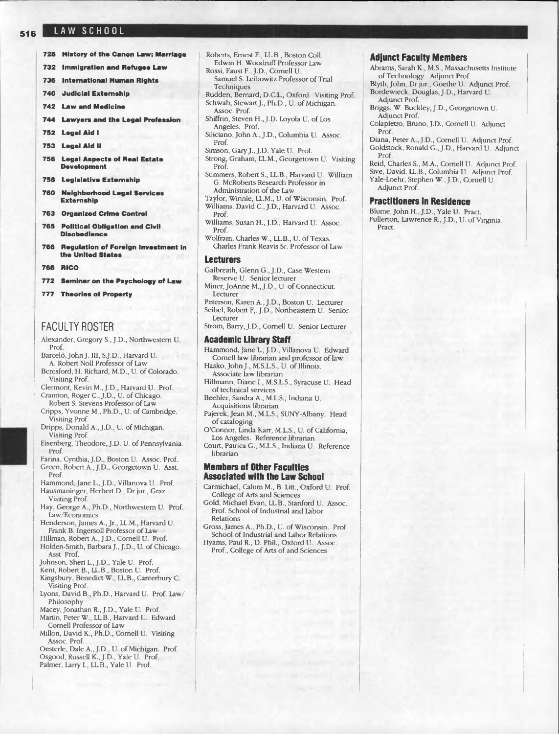**728 History of the Canon Law: Marriage**

**732 Immigration and Refugee Law**

**736 International Human Rights**

**740 Judicial Externship**

**742 Law and Medicine**

**744 Lawyers and the Legal Profession**

**752 Legal Aid I**

**753 Legal Aid II**

**756 Legal Aspects of Real Estate Development**

**758 Legislative Externship**

**760 Neighborhood Legal Services Externship**

**763 Organized Crime Control**

**765 Political Obligation and Civil Disobedience**

**766 Regulation of Foreign Investment in the United States**

**768 RICO**

**772 Seminar on the Psychology of Law**

**777 Theories of Property**

## FACULTY ROSTER

Alexander, Gregory S., J.D., Northwestern U. Prof.
Barceló, John J. III, S.J.D., Harvard U. A. Robert Noll Professor of Law
Beresford, H. Richard, M.D., U. of Colorado. Visiting Prof.
Clermont, Kevin M., J.D., Harvard U. Prof.
Cramton, Roger C., J.D., U. of Chicago. Robert S. Stevens Professor of Law
Cripps, Yvonne M., Ph.D., U. of Cambridge. Visiting Prof.
Dripps, Donald A., J.D., U. of Michigan. Visiting Prof.
Eisenberg, Theodore, J.D. U. of Pennsylvania. Prof.
Farina, Cynthia, J.D., Boston U. Assoc. Prof.
Green, Robert A., J.D., Georgetown U. Asst. Prof.
Hammond, Jane L., J.D., Villanova U. Prof.
Hausmaninger, Herbert D., Dr.jur., Graz. Visiting Prof.
Hay, George A., Ph.D., Northwestern U. Prof. Law/Economics
Henderson, James A., Jr., LL.M., Harvard U. Frank B. Ingersoll Professor of Law
Hillman, Robert A., J.D., Cornell U. Prof.
Holden-Smith, Barbara J., J.D., U. of Chicago. Asst. Prof.
Johnson, Sheri L., J.D., Yale U. Prof.
Kent, Robert B., LL.B., Boston U. Prof.
Kingsbury, Benedict W., LL.B., Canterbury C. Visiting Prof.
Lyons, David B., Ph.D., Harvard U. Prof. Law/Philosophy
Macey, Jonathan R., J.D., Yale U. Prof.
Martin, Peter W., LL.B., Harvard U. Edward Cornell Professor of Law
Millon, David K., Ph.D., Cornell U. Visiting Assoc. Prof.
Oesterle, Dale A., J.D., U. of Michigan. Prof.
Osgood, Russell K., J.D., Yale U. Prof.
Palmer, Larry I., LL.B., Yale U. Prof.
Roberts, Ernest F., LL.B., Boston Coll. Edwin H. Woodruff Professor Law
Rossi, Faust F., J.D., Cornell U. Samuel S. Leibowitz Professor of Trial Techniques
Rudden, Bernard, D.C.L., Oxford. Visiting Prof.
Schwab, Stewart J., Ph.D., U. of Michigan. Assoc. Prof.
Shiffrin, Steven H., J.D. Loyola U. of Los Angeles. Prof.
Siliciano, John A., J.D., Columbia U. Assoc. Prof.
Simson, Gary J., J.D. Yale U. Prof.
Strong, Graham, LL.M., Georgetown U. Visiting Prof.
Summers, Robert S., LL.B., Harvard U. William G. McRoberts Research Professor in Administration of the Law
Taylor, Winnie, LL.M., U. of Wisconsin. Prof.
Williams, David C., J.D., Harvard U. Assoc. Prof.
Williams, Susan H., J.D., Harvard U. Assoc. Prof.
Wolfram, Charles W., LL.B., U. of Texas. Charles Frank Reavis Sr. Professor of Law

### Lecturers

Galbreath, Glenn G., J.D., Case Western Reserve U. Senior lecturer
Miner, JoAnne M., J.D., U. of Connecticut. Lecturer
Peterson, Karen A., J.D., Boston U. Lecturer
Seibel, Robert F,. J.D., Northeastern U. Senior Lecturer
Strom, Barry, J.D., Cornell U. Senior Lecturer

### Academic Library Staff

Hammond, Jane L., J.D., Villanova U. Edward Cornell law librarian and professor of law
Hasko, John J., M.S.L.S., U. of Illinois. Associate law librarian
Hillmann, Diane I., M.S.L.S., Syracuse U. Head of technical services
Beehler, Sandra A., M.L.S., Indiana U. Acquisitions librarian
Pajerek, Jean M., M.L.S., SUNY-Albany. Head of cataloging
O'Connor, Linda Karr, M.L.S., U. of California, Los Angeles. Reference librarian
Court, Patrica G., M.L.S., Indiana U. Reference librarian

### Members of Other Faculties Associated with the Law School

Carmichael, Calum M., B. Litt., Oxford U. Prof. College of Arts and Sciences
Gold, Michael Evan, LL.B., Stanford U. Assoc. Prof. School of Industrial and Labor Relations
Gross, James A., Ph.D., U. of Wisconsin. Prof. School of Industrial and Labor Relations
Hyams, Paul R., D. Phil., Oxford U. Assoc. Prof., College of Arts of and Sciences

### Adjunct Faculty Members

Abrams, Sarah K., M.S., Massachusetts Institute of Technology. Adjunct Prof.
Blyth, John, Dr.jur., Goethe U. Adjunct Prof.
Bordewieck, Douglas, J.D., Harvard U. Adjunct Prof.
Briggs, W. Buckley, J.D., Georgetown U. Adjunct Prof.
Colapietro, Bruno, J.D., Cornell U. Adjunct Prof.
Diana, Peter A., J.D., Cornell U. Adjunct Prof.
Goldstock, Ronald G., J.D., Harvard U. Adjunct Prof.
Reid, Charles S., M.A., Cornell U. Adjunct Prof.
Sive, David, LL.B., Columbia U. Adjunct Prof.
Yale-Loehr, Stephen W., J.D., Cornell U. Adjunct Prof.

### Practitioners in Residence

Blume, John H., J.D., Yale U. Pract.
Fullerton, Lawrence R., J.D., U. of Virginia. Pract.